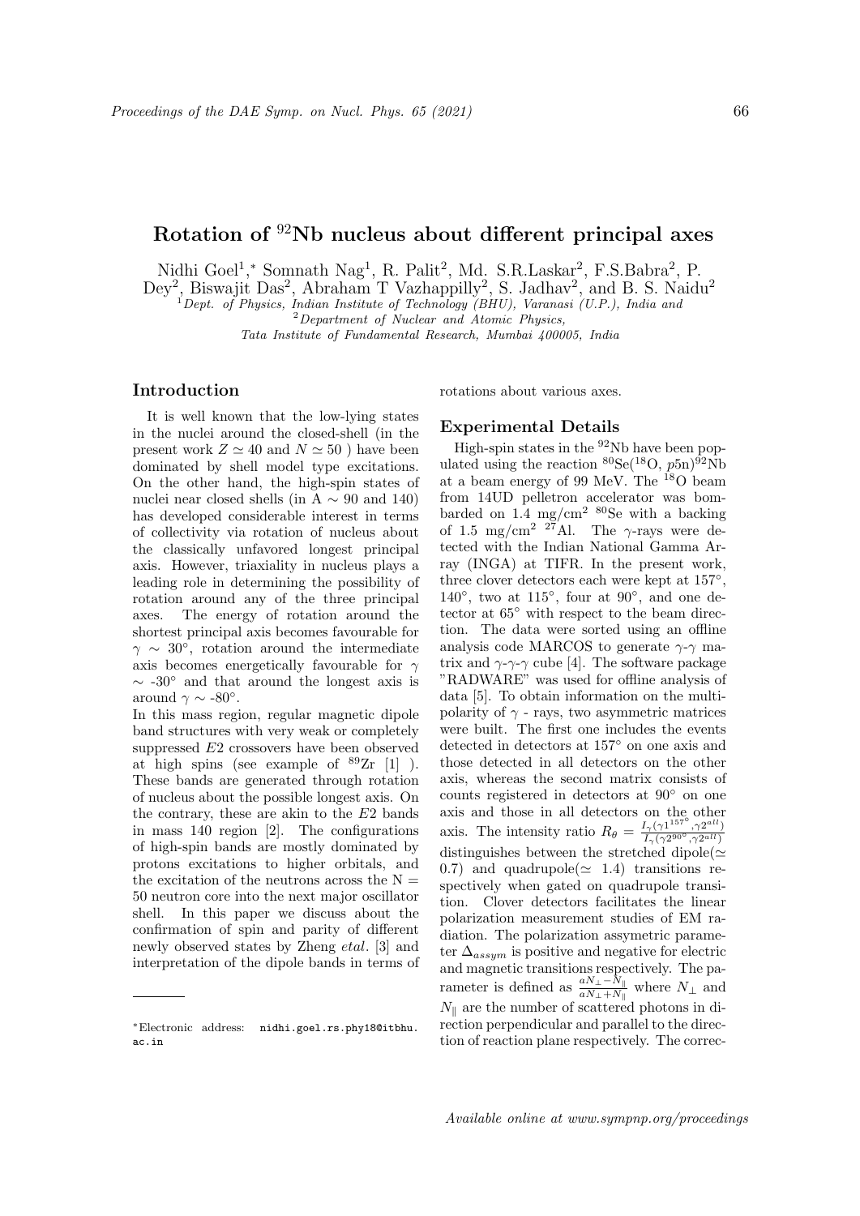# Rotation of $^{92}$Nb nucleus about different principal axes

Nidhi Goel[1,*], Somnath Nag[1], R. Palit[2], Md. S.R.Laskar[2], F.S.Babra[2], P. Dey[2], Biswajit Das[2], Abraham T Vazhappilly[2], S. Jadhav[2], and B. S. Naidu[2]

[1] *Dept. of Physics, Indian Institute of Technology (BHU), Varanasi (U.P.), India and*
[2] *Department of Nuclear and Atomic Physics, Tata Institute of Fundamental Research, Mumbai 400005, India*

## Introduction

It is well known that the low-lying states in the nuclei around the closed-shell (in the present work $Z \simeq 40$ and $N \simeq 50$ ) have been dominated by shell model type excitations. On the other hand, the high-spin states of nuclei near closed shells (in A $\sim$ 90 and 140) has developed considerable interest in terms of collectivity via rotation of nucleus about the classically unfavored longest principal axis. However, triaxiality in nucleus plays a leading role in determining the possibility of rotation around any of the three principal axes. The energy of rotation around the shortest principal axis becomes favourable for $\gamma \sim 30°$, rotation around the intermediate axis becomes energetically favourable for $\gamma \sim -30°$ and that around the longest axis is around $\gamma \sim -80°$.

In this mass region, regular magnetic dipole band structures with very weak or completely suppressed $E2$ crossovers have been observed at high spins (see example of $^{89}$Zr [1] ). These bands are generated through rotation of nucleus about the possible longest axis. On the contrary, these are akin to the $E2$ bands in mass 140 region [2]. The configurations of high-spin bands are mostly dominated by protons excitations to higher orbitals, and the excitation of the neutrons across the N = 50 neutron core into the next major oscillator shell. In this paper we discuss about the confirmation of spin and parity of different newly observed states by Zheng *etal*. [3] and interpretation of the dipole bands in terms of rotations about various axes.

## Experimental Details

High-spin states in the $^{92}$Nb have been populated using the reaction $^{80}$Se($^{18}$O, $p5n$)$^{92}$Nb at a beam energy of 99 MeV. The $^{18}$O beam from 14UD pelletron accelerator was bombarded on 1.4 mg/cm$^2$ $^{80}$Se with a backing of 1.5 mg/cm$^2$ $^{27}$Al. The $\gamma$-rays were detected with the Indian National Gamma Array (INGA) at TIFR. In the present work, three clover detectors each were kept at 157°, 140°, two at 115°, four at 90°, and one detector at 65° with respect to the beam direction. The data were sorted using an offline analysis code MARCOS to generate $\gamma$-$\gamma$ matrix and $\gamma$-$\gamma$-$\gamma$ cube [4]. The software package "RADWARE" was used for offline analysis of data [5]. To obtain information on the multipolarity of $\gamma$ - rays, two asymmetric matrices were built. The first one includes the events detected in detectors at 157° on one axis and those detected in all detectors on the other axis, whereas the second matrix consists of counts registered in detectors at 90° on one axis and those in all detectors on the other axis. The intensity ratio $R_\theta = \frac{I_\gamma(\gamma 1^{157°}, \gamma 2^{all})}{I_\gamma(\gamma 2^{90°}, \gamma 2^{all})}$ distinguishes between the stretched dipole($\simeq$ 0.7) and quadrupole($\simeq$ 1.4) transitions respectively when gated on quadrupole transition. Clover detectors facilitates the linear polarization measurement studies of EM radiation. The polarization assymetric parameter $\Delta_{assym}$ is positive and negative for electric and magnetic transitions respectively. The parameter is defined as $\frac{aN_\perp - N_\parallel}{aN_\perp + N_\parallel}$ where $N_\perp$ and $N_\parallel$ are the number of scattered photons in direction perpendicular and parallel to the direction of reaction plane respectively. The correc-

---

*Electronic address: nidhi.goel.rs.phy18@itbhu.ac.in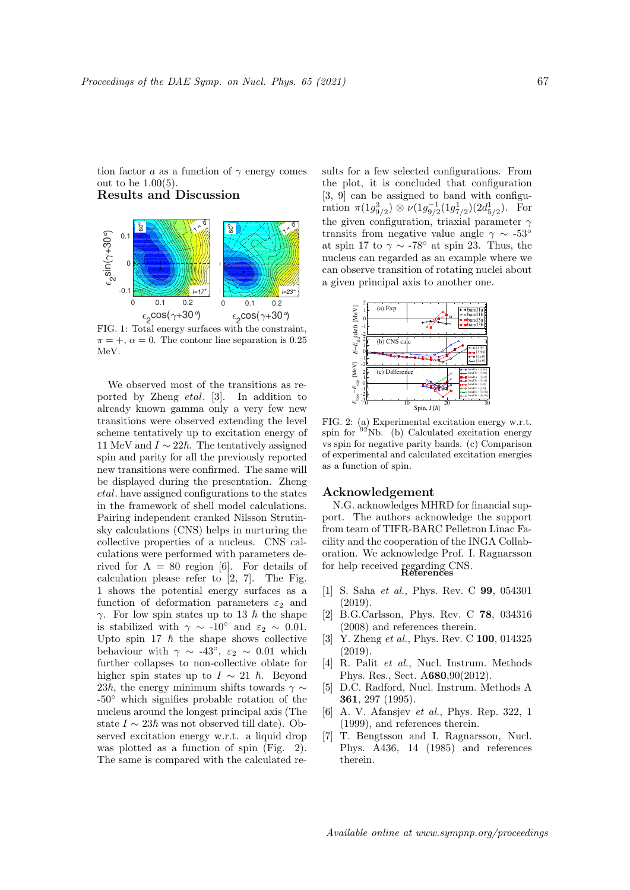tion factor $a$ as a function of $\gamma$ energy comes out to be 1.00(5).

## Results and Discussion

$\epsilon_2\sin(\gamma+30°)$

0.1

0

-0.1

0 0.1 0.2

$\epsilon_2\cos(\gamma+30°)$

60°

$\gamma = 0°$

I=17⁺

0 0.1 0.2

$\epsilon_2\cos(\gamma+30°)$

60°

$\gamma = 0°$

I=23⁺

FIG. 1: Total energy surfaces with the constraint, $\pi = +$, $\alpha = 0$. The contour line separation is 0.25 MeV.

We observed most of the transitions as reported by Zheng *etal*. [3]. In addition to already known gamma only a very few new transitions were observed extending the level scheme tentatively up to excitation energy of 11 MeV and $I \sim 22\hbar$. The tentatively assigned spin and parity for all the previously reported new transitions were confirmed. The same will be displayed during the presentation. Zheng *etal*. have assigned configurations to the states in the framework of shell model calculations. Pairing independent cranked Nilsson Strutinsky calculations (CNS) helps in nurturing the collective properties of a nucleus. CNS calculations were performed with parameters derived for A = 80 region [6]. For details of calculation please refer to [2, 7]. The Fig. 1 shows the potential energy surfaces as a function of deformation parameters $\varepsilon_2$ and $\gamma$. For low spin states up to 13 $\hbar$ the shape is stabilized with $\gamma \sim$ -10° and $\varepsilon_2 \sim 0.01$. Upto spin 17 $\hbar$ the shape shows collective behaviour with $\gamma \sim$ -43°, $\varepsilon_2 \sim 0.01$ which further collapses to non-collective oblate for higher spin states up to $I \sim 21$ $\hbar$. Beyond $23\hbar$, the energy minimum shifts towards $\gamma \sim$ -50° which signifies probable rotation of the nucleus around the longest principal axis (The state $I \sim 23\hbar$ was not observed till date). Observed excitation energy w.r.t. a liquid drop was plotted as a function of spin (Fig. 2). The same is compared with the calculated results for a few selected configurations. From the plot, it is concluded that configuration [3, 9] can be assigned to band with configuration $\pi(1g^3_{9/2}) \otimes \nu(1g^{-1}_{9/2}(1g^1_{7/2})(2d^1_{5/2})$. For the given configuration, triaxial parameter $\gamma$ transits from negative value angle $\gamma \sim$ -53° at spin 17 to $\gamma \sim$ -78° at spin 23. Thus, the nucleus can regarded as an example where we can observe transition of rotating nuclei about a given principal axis to another one.

(a) Exp

band1a

band1b

band3a

band3b

(b) CNS calc

(c) Difference

$E-E_{ld}$(def) [MeV]

$E_{the}-E_{exp}$ [MeV]

Spin, $I$ [$\hbar$]

0 10 20 30

FIG. 2: (a) Experimental excitation energy w.r.t. spin for $^{92}$Nb. (b) Calculated excitation energy vs spin for negative parity bands. (c) Comparison of experimental and calculated excitation energies as a function of spin.

## Acknowledgement

N.G. acknowledges MHRD for financial support. The authors acknowledge the support from team of TIFR-BARC Pelletron Linac Facility and the cooperation of the INGA Collaboration. We acknowledge Prof. I. Ragnarsson for help received regarding CNS.

## References

[1] S. Saha *et al.*, Phys. Rev. C **99**, 054301 (2019).

[2] B.G.Carlsson, Phys. Rev. C **78**, 034316 (2008) and references therein.

[3] Y. Zheng *et al.*, Phys. Rev. C **100**, 014325 (2019).

[4] R. Palit *et al.*, Nucl. Instrum. Methods Phys. Res., Sect. A**680**,90(2012).

[5] D.C. Radford, Nucl. Instrum. Methods A **361**, 297 (1995).

[6] A. V. Afansjev *et al.*, Phys. Rep. 322, 1 (1999), and references therein.

[7] T. Bengtsson and I. Ragnarsson, Nucl. Phys. A436, 14 (1985) and references therein.